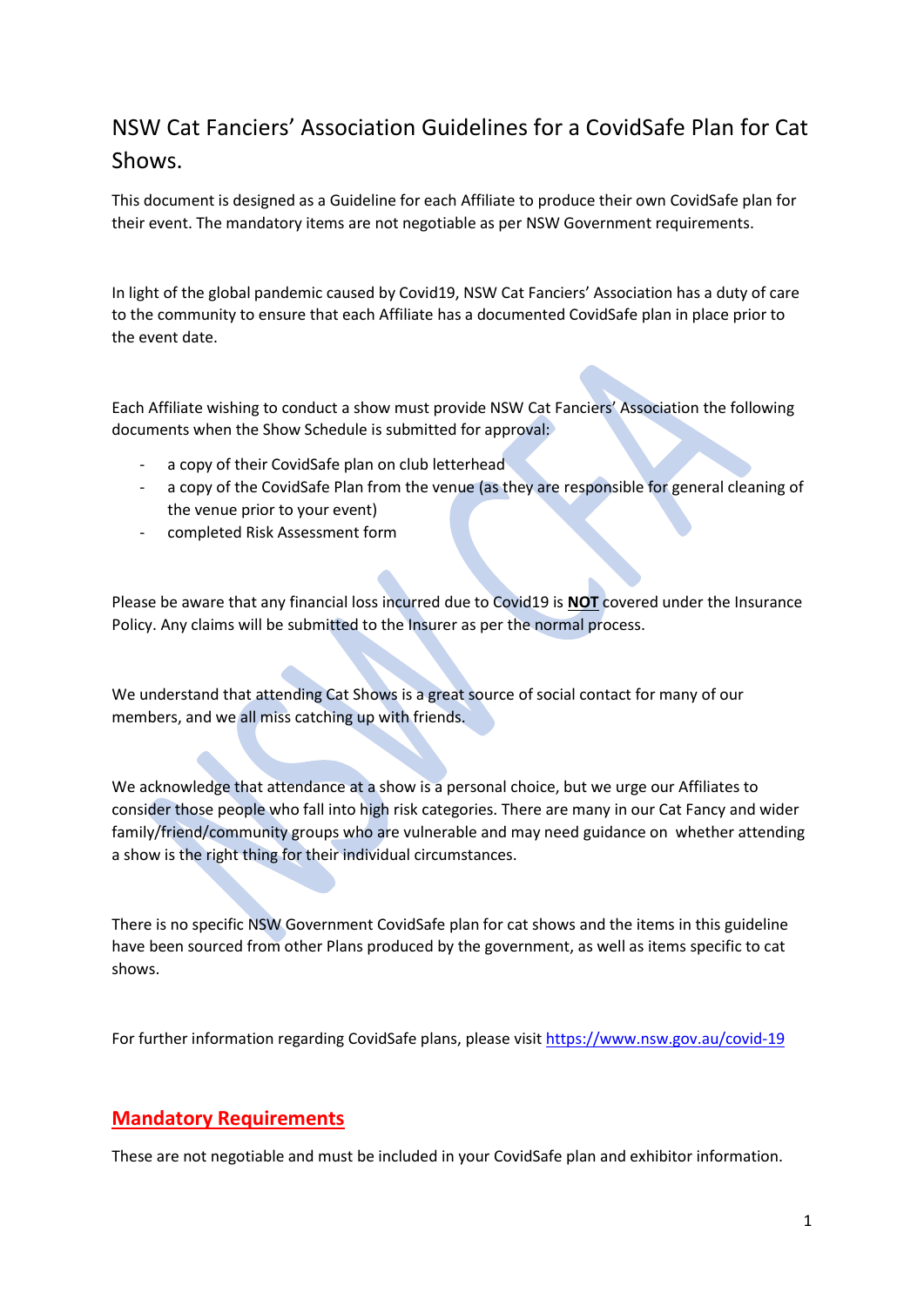# NSW Cat Fanciers' Association Guidelines for a CovidSafe Plan for Cat Shows.

This document is designed as a Guideline for each Affiliate to produce their own CovidSafe plan for their event. The mandatory items are not negotiable as per NSW Government requirements.

In light of the global pandemic caused by Covid19, NSW Cat Fanciers' Association has a duty of care to the community to ensure that each Affiliate has a documented CovidSafe plan in place prior to the event date.

Each Affiliate wishing to conduct a show must provide NSW Cat Fanciers' Association the following documents when the Show Schedule is submitted for approval:

- a copy of their CovidSafe plan on club letterhead
- a copy of the CovidSafe Plan from the venue (as they are responsible for general cleaning of the venue prior to your event)
- completed Risk Assessment form

Please be aware that any financial loss incurred due to Covid19 is **NOT** covered under the Insurance Policy. Any claims will be submitted to the Insurer as per the normal process.

We understand that attending Cat Shows is a great source of social contact for many of our members, and we all miss catching up with friends.

We acknowledge that attendance at a show is a personal choice, but we urge our Affiliates to consider those people who fall into high risk categories. There are many in our Cat Fancy and wider family/friend/community groups who are vulnerable and may need guidance on whether attending a show is the right thing for their individual circumstances.

There is no specific NSW Government CovidSafe plan for cat shows and the items in this guideline have been sourced from other Plans produced by the government, as well as items specific to cat shows.

For further information regarding CovidSafe plans, please visit https://www.nsw.gov.au/covid-19

## Mandatory Requirements

These are not negotiable and must be included in your CovidSafe plan and exhibitor information.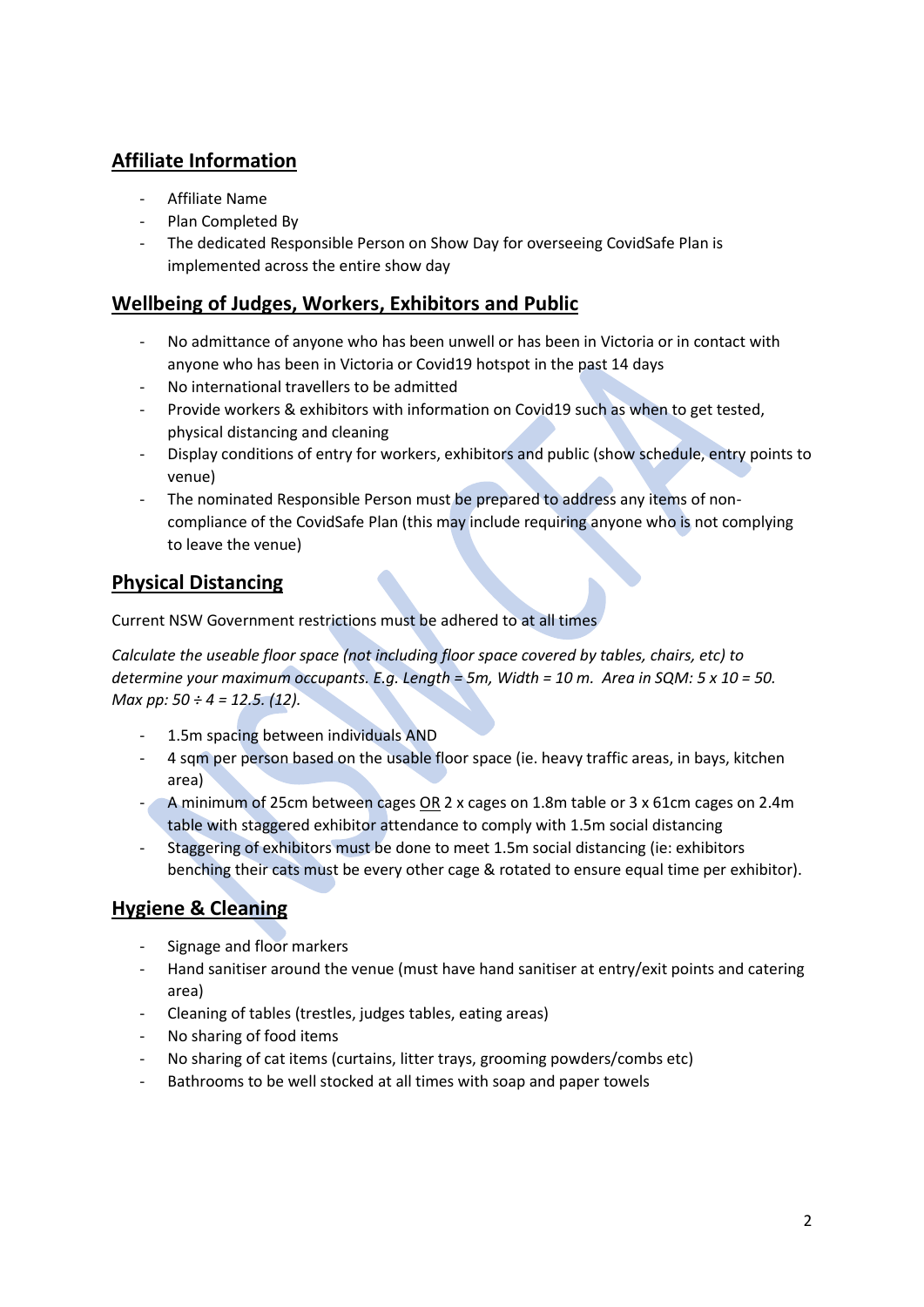## Affiliate Information

- Affiliate Name
- Plan Completed By
- The dedicated Responsible Person on Show Day for overseeing CovidSafe Plan is implemented across the entire show day

## Wellbeing of Judges, Workers, Exhibitors and Public

- No admittance of anyone who has been unwell or has been in Victoria or in contact with anyone who has been in Victoria or Covid19 hotspot in the past 14 days
- No international travellers to be admitted
- Provide workers & exhibitors with information on Covid19 such as when to get tested, physical distancing and cleaning
- Display conditions of entry for workers, exhibitors and public (show schedule, entry points to venue)
- The nominated Responsible Person must be prepared to address any items of non-compliance of the CovidSafe Plan (this may include requiring anyone who is not complying to leave the venue)

## Physical Distancing

Current NSW Government restrictions must be adhered to at all times

*Calculate the useable floor space (not including floor space covered by tables, chairs, etc) to determine your maximum occupants. E.g. Length = 5m, Width = 10 m. Area in SQM: 5 x 10 = 50. Max pp: 50 ÷ 4 = 12.5. (12).*

- 1.5m spacing between individuals AND
- 4 sqm per person based on the usable floor space (ie. heavy traffic areas, in bays, kitchen area)
- A minimum of 25cm between cages <u>OR</u> 2 x cages on 1.8m table or 3 x 61cm cages on 2.4m table with staggered exhibitor attendance to comply with 1.5m social distancing
- Staggering of exhibitors must be done to meet 1.5m social distancing (ie: exhibitors benching their cats must be every other cage & rotated to ensure equal time per exhibitor).

## Hygiene & Cleaning

- Signage and floor markers
- Hand sanitiser around the venue (must have hand sanitiser at entry/exit points and catering area)
- Cleaning of tables (trestles, judges tables, eating areas)
- No sharing of food items
- No sharing of cat items (curtains, litter trays, grooming powders/combs etc)
- Bathrooms to be well stocked at all times with soap and paper towels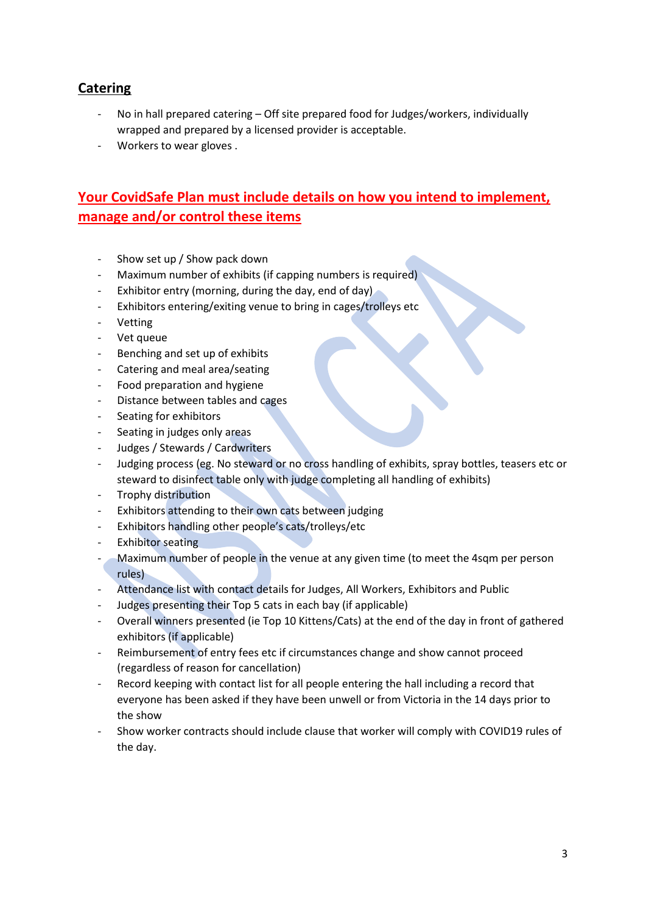## Catering

- No in hall prepared catering – Off site prepared food for Judges/workers, individually wrapped and prepared by a licensed provider is acceptable.
- Workers to wear gloves .

## Your CovidSafe Plan must include details on how you intend to implement, manage and/or control these items

- Show set up / Show pack down
- Maximum number of exhibits (if capping numbers is required)
- Exhibitor entry (morning, during the day, end of day)
- Exhibitors entering/exiting venue to bring in cages/trolleys etc
- Vetting
- Vet queue
- Benching and set up of exhibits
- Catering and meal area/seating
- Food preparation and hygiene
- Distance between tables and cages
- Seating for exhibitors
- Seating in judges only areas
- Judges / Stewards / Cardwriters
- Judging process (eg. No steward or no cross handling of exhibits, spray bottles, teasers etc or steward to disinfect table only with judge completing all handling of exhibits)
- Trophy distribution
- Exhibitors attending to their own cats between judging
- Exhibitors handling other people's cats/trolleys/etc
- Exhibitor seating
- Maximum number of people in the venue at any given time (to meet the 4sqm per person rules)
- Attendance list with contact details for Judges, All Workers, Exhibitors and Public
- Judges presenting their Top 5 cats in each bay (if applicable)
- Overall winners presented (ie Top 10 Kittens/Cats) at the end of the day in front of gathered exhibitors (if applicable)
- Reimbursement of entry fees etc if circumstances change and show cannot proceed (regardless of reason for cancellation)
- Record keeping with contact list for all people entering the hall including a record that everyone has been asked if they have been unwell or from Victoria in the 14 days prior to the show
- Show worker contracts should include clause that worker will comply with COVID19 rules of the day.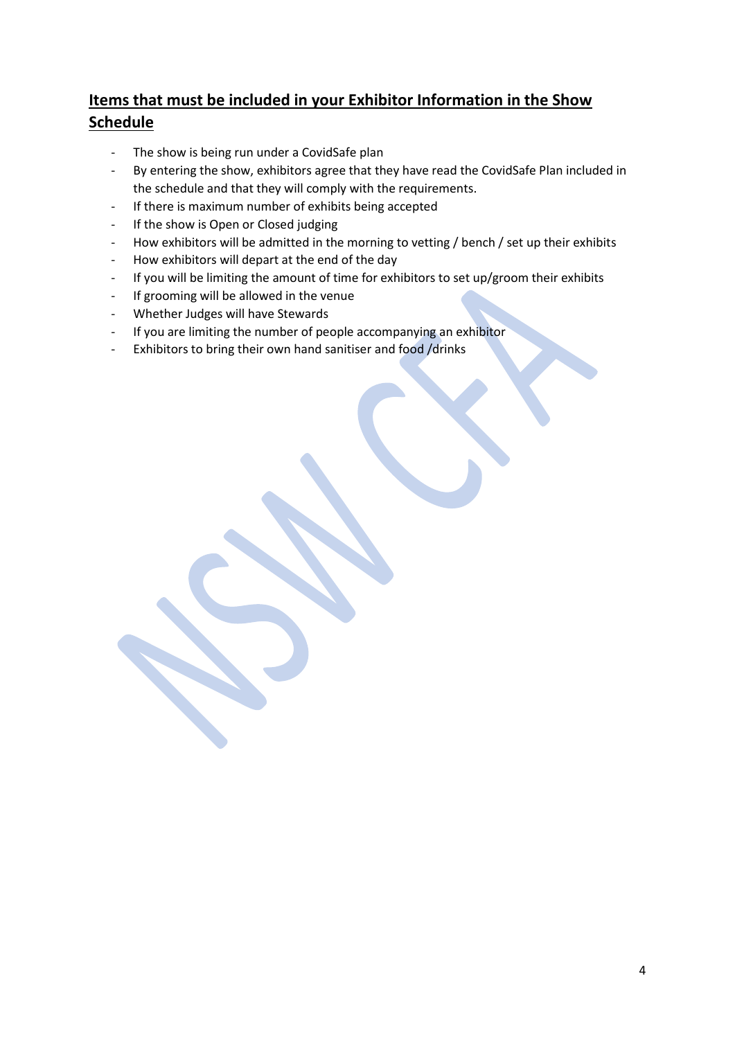## Items that must be included in your Exhibitor Information in the Show Schedule

- The show is being run under a CovidSafe plan
- By entering the show, exhibitors agree that they have read the CovidSafe Plan included in the schedule and that they will comply with the requirements.
- If there is maximum number of exhibits being accepted
- If the show is Open or Closed judging
- How exhibitors will be admitted in the morning to vetting / bench / set up their exhibits
- How exhibitors will depart at the end of the day
- If you will be limiting the amount of time for exhibitors to set up/groom their exhibits
- If grooming will be allowed in the venue
- Whether Judges will have Stewards
- If you are limiting the number of people accompanying an exhibitor
- Exhibitors to bring their own hand sanitiser and food /drinks